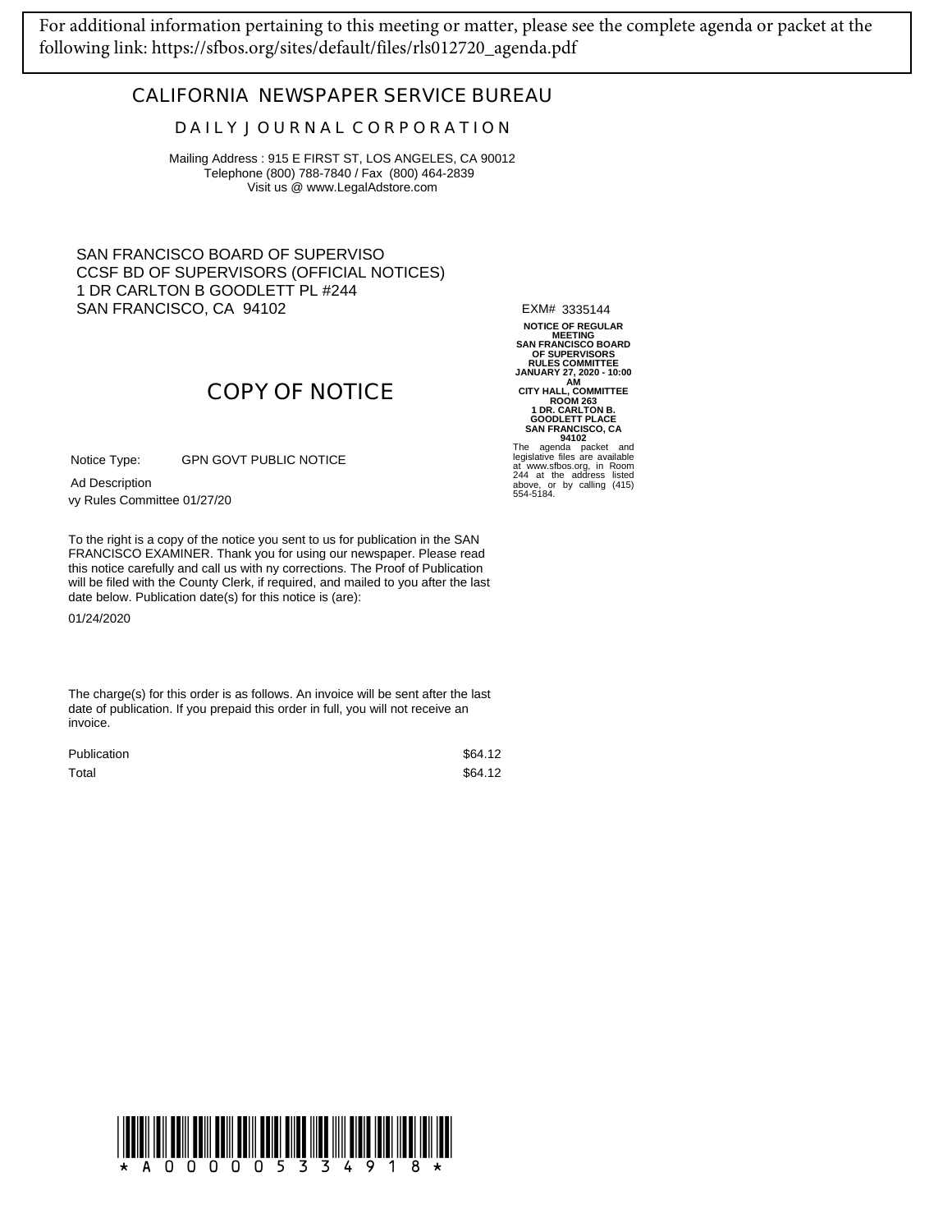For additional information pertaining to this meeting or matter, please see the complete agenda or packet at the following link: https://sfbos.org/sites/default/files/rls012720_agenda.pdf

## CALIFORNIA NEWSPAPER SERVICE BUREAU

### DAILY JOURNAL CORPORATION

Mailing Address : 915 E FIRST ST, LOS ANGELES, CA 90012
Telephone (800) 788-7840 / Fax (800) 464-2839
Visit us @ www.LegalAdstore.com

SAN FRANCISCO BOARD OF SUPERVISO
CCSF BD OF SUPERVISORS (OFFICIAL NOTICES)
1 DR CARLTON B GOODLETT PL #244
SAN FRANCISCO, CA 94102

EXM# 3335144

## COPY OF NOTICE

Notice Type: GPN GOVT PUBLIC NOTICE

Ad Description
vy Rules Committee 01/27/20

To the right is a copy of the notice you sent to us for publication in the SAN FRANCISCO EXAMINER. Thank you for using our newspaper. Please read this notice carefully and call us with ny corrections. The Proof of Publication will be filed with the County Clerk, if required, and mailed to you after the last date below. Publication date(s) for this notice is (are):

01/24/2020

The charge(s) for this order is as follows. An invoice will be sent after the last date of publication. If you prepaid this order in full, you will not receive an invoice.

| | |
|---|---|
| Publication | $64.12 |
| Total | $64.12 |

**NOTICE OF REGULAR MEETING SAN FRANCISCO BOARD OF SUPERVISORS RULES COMMITTEE JANUARY 27, 2020 - 10:00 AM CITY HALL, COMMITTEE ROOM 263 1 DR. CARLTON B. GOODLETT PLACE SAN FRANCISCO, CA 94102**

The agenda packet and legislative files are available at www.sfbos.org, in Room 244 at the address listed above, or by calling (415) 554-5184.

\* A 0 0 0 0 0 5 3 3 4 9 1 8 \*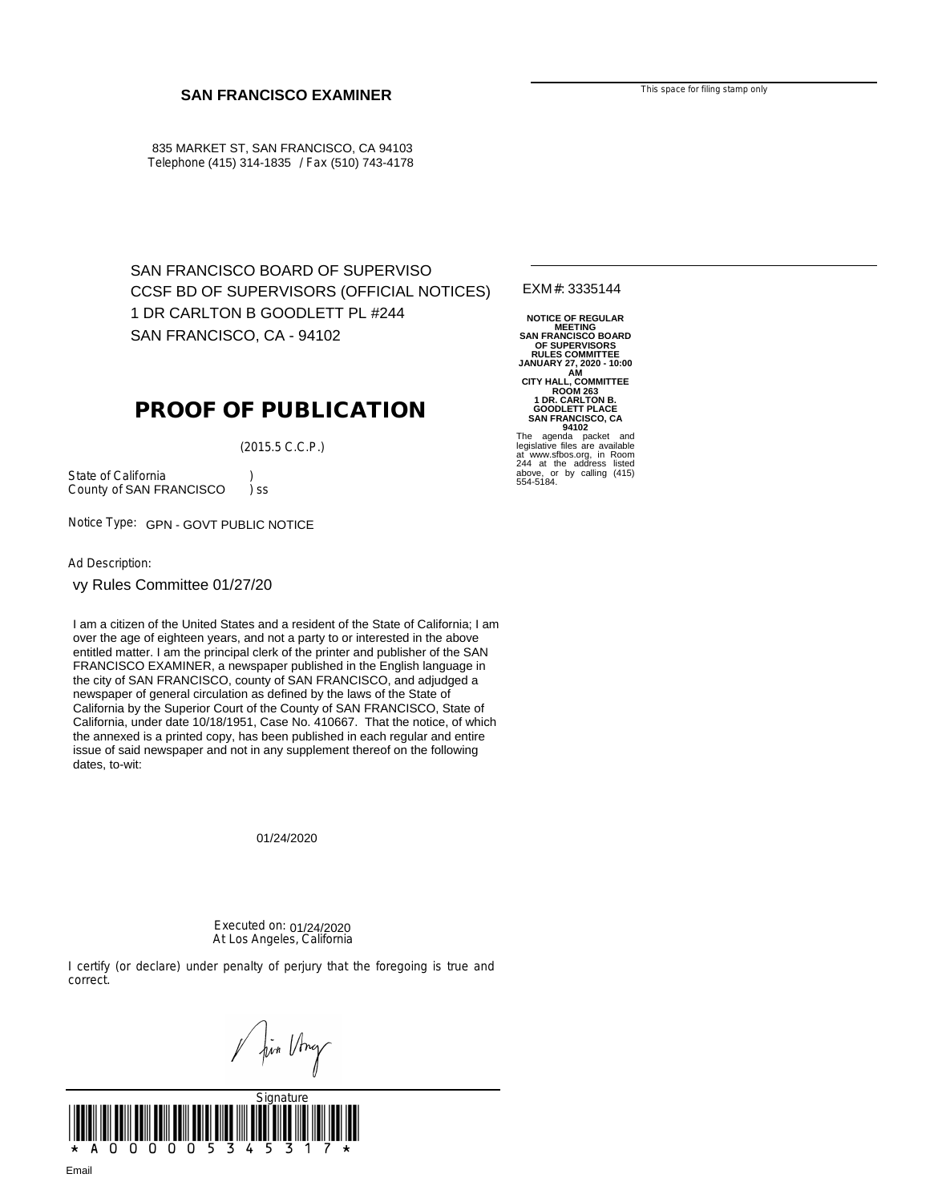**SAN FRANCISCO EXAMINER**

835 MARKET ST, SAN FRANCISCO, CA 94103
Telephone (415) 314-1835 / Fax (510) 743-4178

This space for filing stamp only

SAN FRANCISCO BOARD OF SUPERVISO
CCSF BD OF SUPERVISORS (OFFICIAL NOTICES)
1 DR CARLTON B GOODLETT PL #244
SAN FRANCISCO, CA - 94102

EXM#: 3335144

**NOTICE OF REGULAR MEETING SAN FRANCISCO BOARD OF SUPERVISORS RULES COMMITTEE JANUARY 27, 2020 - 10:00 AM CITY HALL, COMMITTEE ROOM 263 1 DR. CARLTON B. GOODLETT PLACE SAN FRANCISCO, CA 94102**

The agenda packet and legislative files are available at www.sfbos.org, in Room 244 at the address listed above, or by calling (415) 554-5184.

# PROOF OF PUBLICATION

(2015.5 C.C.P.)

State of California )
County of SAN FRANCISCO ) ss

Notice Type: GPN - GOVT PUBLIC NOTICE

Ad Description:

vy Rules Committee 01/27/20

I am a citizen of the United States and a resident of the State of California; I am over the age of eighteen years, and not a party to or interested in the above entitled matter. I am the principal clerk of the printer and publisher of the SAN FRANCISCO EXAMINER, a newspaper published in the English language in the city of SAN FRANCISCO, county of SAN FRANCISCO, and adjudged a newspaper of general circulation as defined by the laws of the State of California by the Superior Court of the County of SAN FRANCISCO, State of California, under date 10/18/1951, Case No. 410667. That the notice, of which the annexed is a printed copy, has been published in each regular and entire issue of said newspaper and not in any supplement thereof on the following dates, to-wit:

01/24/2020

Executed on: 01/24/2020
At Los Angeles, California

I certify (or declare) under penalty of perjury that the foregoing is true and correct.

Signature

\* A 0 0 0 0 0 5 3 4 5 3 1 7 \*

Email